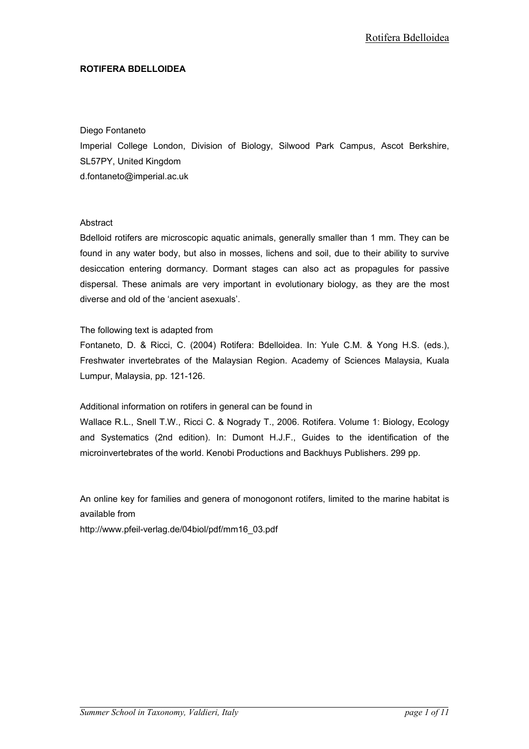# ROTIFERA BDELLOIDEA

Diego Fontaneto

Imperial College London, Division of Biology, Silwood Park Campus, Ascot Berkshire, SL57PY, United Kingdom

d.fontaneto@imperial.ac.uk

Abstract

Bdelloid rotifers are microscopic aquatic animals, generally smaller than 1 mm. They can be found in any water body, but also in mosses, lichens and soil, due to their ability to survive desiccation entering dormancy. Dormant stages can also act as propagules for passive dispersal. These animals are very important in evolutionary biology, as they are the most diverse and old of the 'ancient asexuals'.

The following text is adapted from

Fontaneto, D. & Ricci, C. (2004) Rotifera: Bdelloidea. In: Yule C.M. & Yong H.S. (eds.), Freshwater invertebrates of the Malaysian Region. Academy of Sciences Malaysia, Kuala Lumpur, Malaysia, pp. 121-126.

Additional information on rotifers in general can be found in

Wallace R.L., Snell T.W., Ricci C. & Nogrady T., 2006. Rotifera. Volume 1: Biology, Ecology and Systematics (2nd edition). In: Dumont H.J.F., Guides to the identification of the microinvertebrates of the world. Kenobi Productions and Backhuys Publishers. 299 pp.

An online key for families and genera of monogonont rotifers, limited to the marine habitat is available from

http://www.pfeil-verlag.de/04biol/pdf/mm16_03.pdf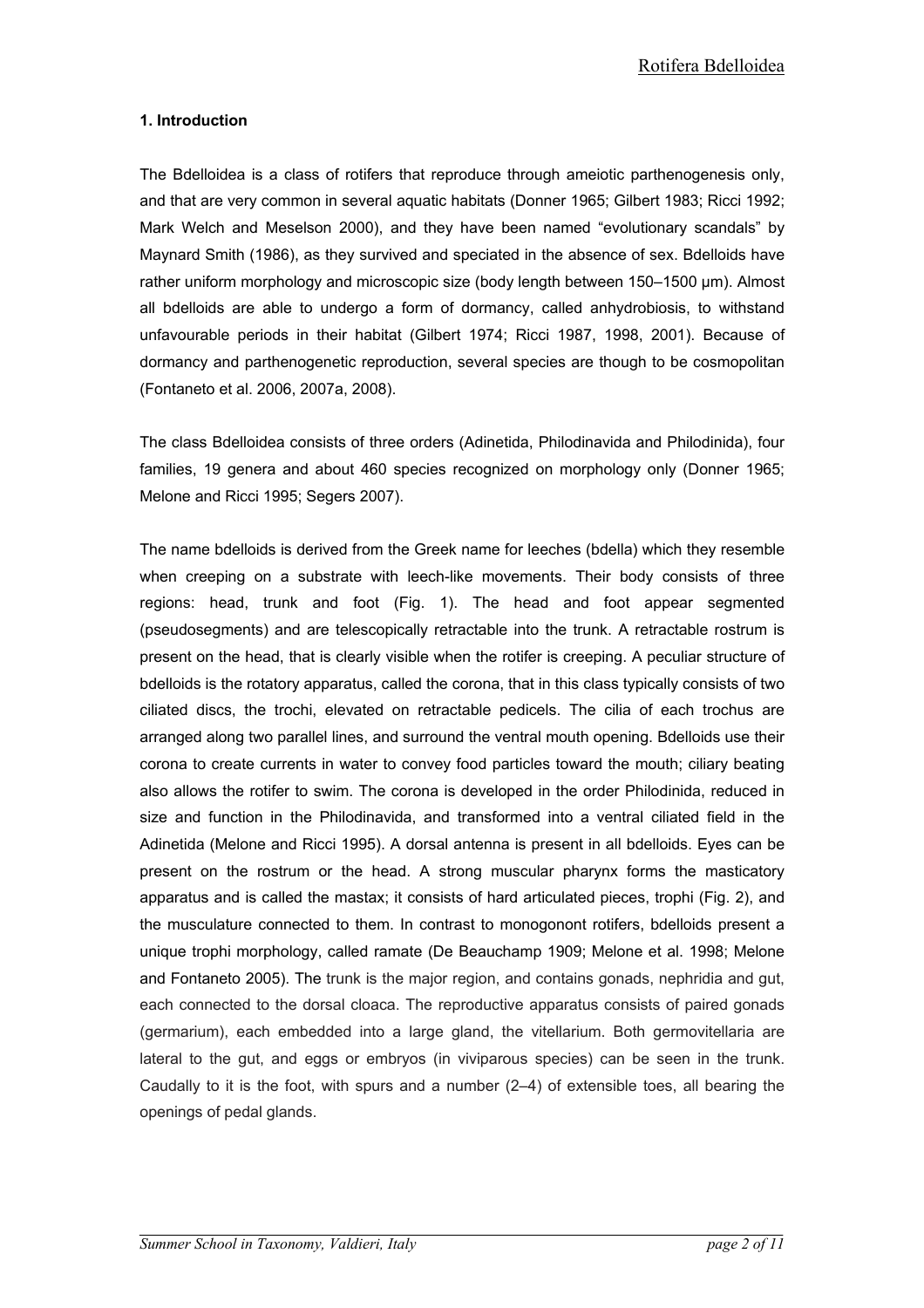## 1. Introduction

The Bdelloidea is a class of rotifers that reproduce through ameiotic parthenogenesis only, and that are very common in several aquatic habitats (Donner 1965; Gilbert 1983; Ricci 1992; Mark Welch and Meselson 2000), and they have been named “evolutionary scandals” by Maynard Smith (1986), as they survived and speciated in the absence of sex. Bdelloids have rather uniform morphology and microscopic size (body length between 150–1500 µm). Almost all bdelloids are able to undergo a form of dormancy, called anhydrobiosis, to withstand unfavourable periods in their habitat (Gilbert 1974; Ricci 1987, 1998, 2001). Because of dormancy and parthenogenetic reproduction, several species are though to be cosmopolitan (Fontaneto et al. 2006, 2007a, 2008).

The class Bdelloidea consists of three orders (Adinetida, Philodinavida and Philodinida), four families, 19 genera and about 460 species recognized on morphology only (Donner 1965; Melone and Ricci 1995; Segers 2007).

The name bdelloids is derived from the Greek name for leeches (bdella) which they resemble when creeping on a substrate with leech-like movements. Their body consists of three regions: head, trunk and foot (Fig. 1). The head and foot appear segmented (pseudosegments) and are telescopically retractable into the trunk. A retractable rostrum is present on the head, that is clearly visible when the rotifer is creeping. A peculiar structure of bdelloids is the rotatory apparatus, called the corona, that in this class typically consists of two ciliated discs, the trochi, elevated on retractable pedicels. The cilia of each trochus are arranged along two parallel lines, and surround the ventral mouth opening. Bdelloids use their corona to create currents in water to convey food particles toward the mouth; ciliary beating also allows the rotifer to swim. The corona is developed in the order Philodinida, reduced in size and function in the Philodinavida, and transformed into a ventral ciliated field in the Adinetida (Melone and Ricci 1995). A dorsal antenna is present in all bdelloids. Eyes can be present on the rostrum or the head. A strong muscular pharynx forms the masticatory apparatus and is called the mastax; it consists of hard articulated pieces, trophi (Fig. 2), and the musculature connected to them. In contrast to monogonont rotifers, bdelloids present a unique trophi morphology, called ramate (De Beauchamp 1909; Melone et al. 1998; Melone and Fontaneto 2005). The trunk is the major region, and contains gonads, nephridia and gut, each connected to the dorsal cloaca. The reproductive apparatus consists of paired gonads (germarium), each embedded into a large gland, the vitellarium. Both germovitellaria are lateral to the gut, and eggs or embryos (in viviparous species) can be seen in the trunk. Caudally to it is the foot, with spurs and a number (2–4) of extensible toes, all bearing the openings of pedal glands.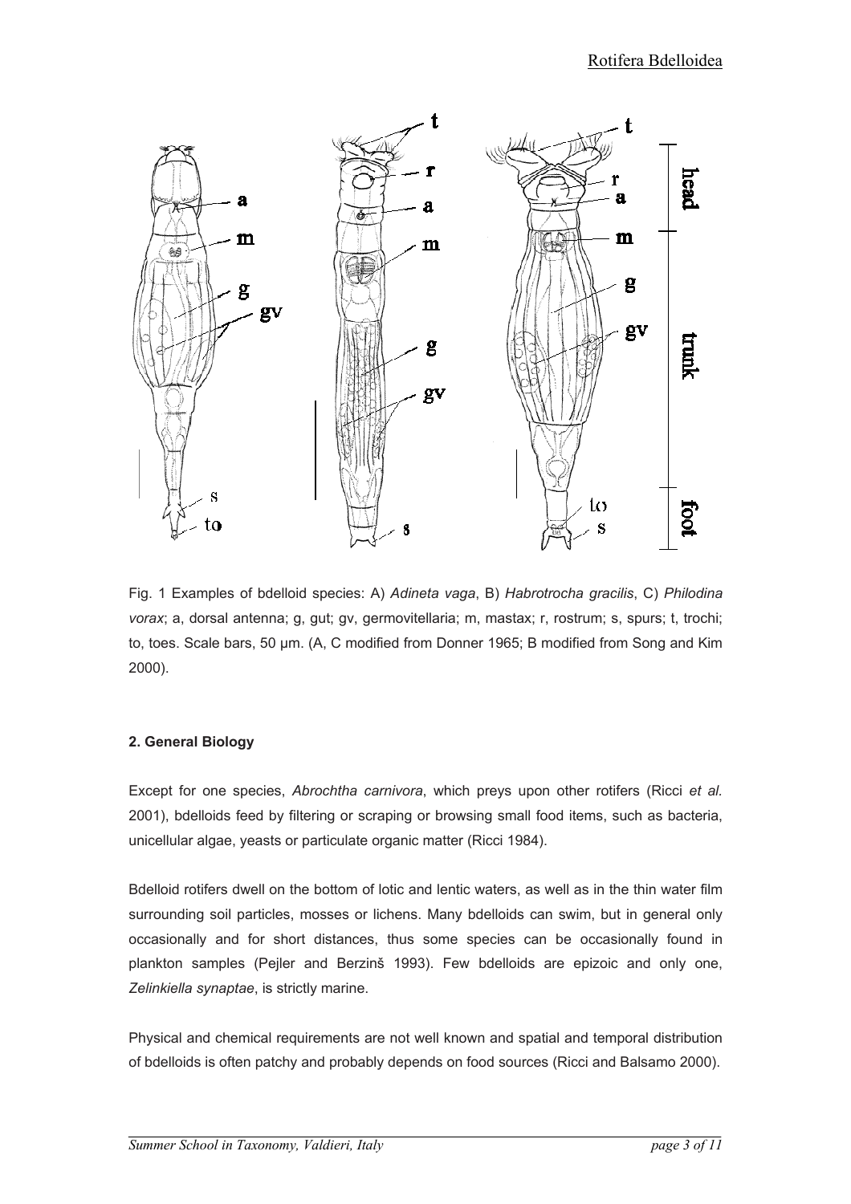Fig. 1 Examples of bdelloid species: A) *Adineta vaga*, B) *Habrotrocha gracilis*, C) *Philodina vorax*; a, dorsal antenna; g, gut; gv, germovitellaria; m, mastax; r, rostrum; s, spurs; t, trochi; to, toes. Scale bars, 50 µm. (A, C modified from Donner 1965; B modified from Song and Kim 2000).

**2. General Biology**

Except for one species, *Abrochtha carnivora*, which preys upon other rotifers (Ricci *et al.* 2001), bdelloids feed by filtering or scraping or browsing small food items, such as bacteria, unicellular algae, yeasts or particulate organic matter (Ricci 1984).

Bdelloid rotifers dwell on the bottom of lotic and lentic waters, as well as in the thin water film surrounding soil particles, mosses or lichens. Many bdelloids can swim, but in general only occasionally and for short distances, thus some species can be occasionally found in plankton samples (Pejler and Berzinš 1993). Few bdelloids are epizoic and only one, *Zelinkiella synaptae*, is strictly marine.

Physical and chemical requirements are not well known and spatial and temporal distribution of bdelloids is often patchy and probably depends on food sources (Ricci and Balsamo 2000).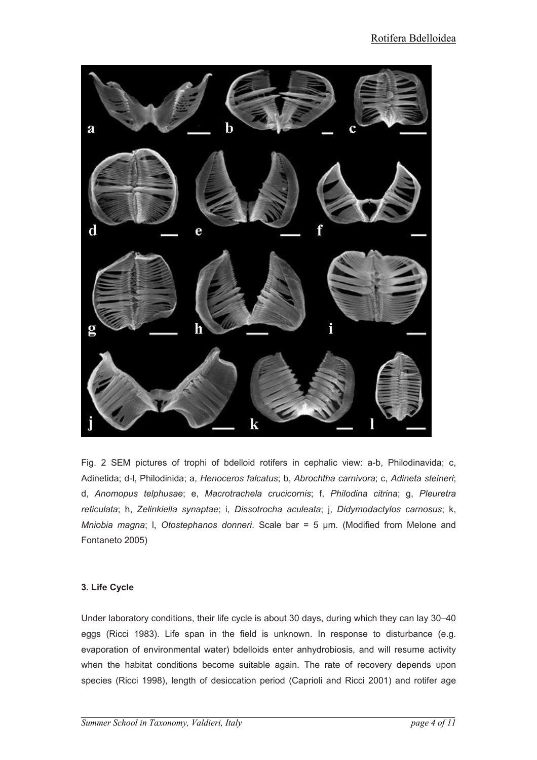Fig. 2 SEM pictures of trophi of bdelloid rotifers in cephalic view: a-b, Philodinavida; c, Adinetida; d-l, Philodinida; a, *Henoceros falcatus*; b, *Abrochtha carnivora*; c, *Adineta steineri*; d, *Anomopus telphusae*; e, *Macrotrachela crucicornis*; f, *Philodina citrina*; g, *Pleuretra reticulata*; h, *Zelinkiella synaptae*; i, *Dissotrocha aculeata*; j, *Didymodactylos carnosus*; k, *Mniobia magna*; l, *Otostephanos donneri*. Scale bar = 5 μm. (Modified from Melone and Fontaneto 2005)

**3. Life Cycle**

Under laboratory conditions, their life cycle is about 30 days, during which they can lay 30–40 eggs (Ricci 1983). Life span in the field is unknown. In response to disturbance (e.g. evaporation of environmental water) bdelloids enter anhydrobiosis, and will resume activity when the habitat conditions become suitable again. The rate of recovery depends upon species (Ricci 1998), length of desiccation period (Caprioli and Ricci 2001) and rotifer age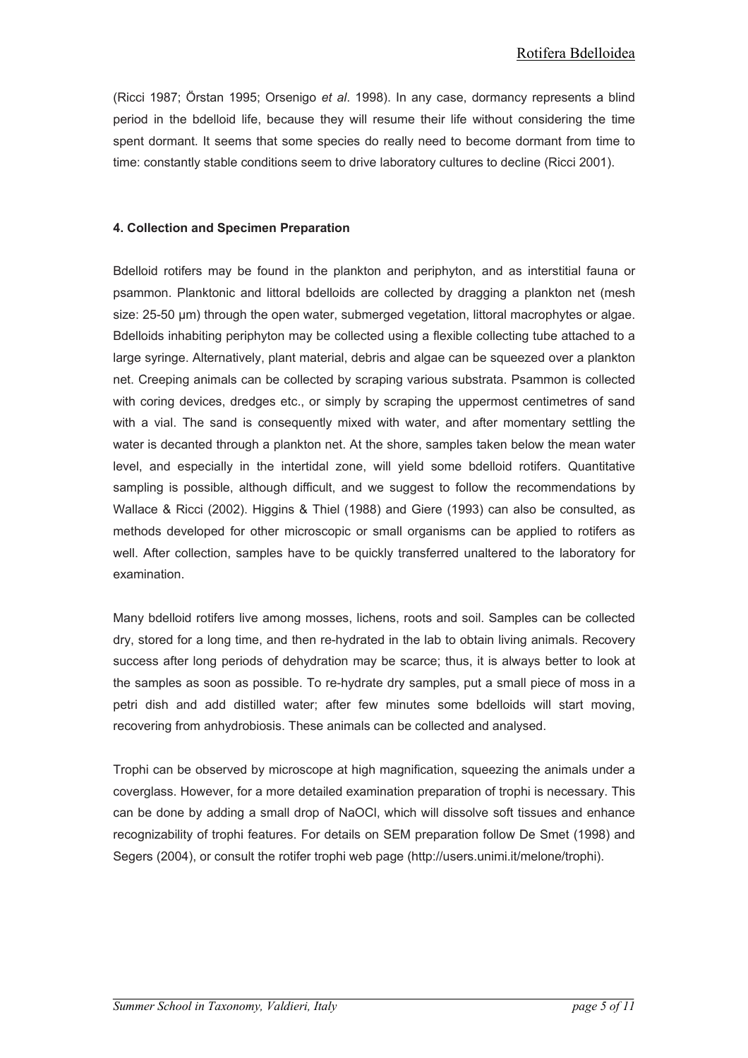(Ricci 1987; Örstan 1995; Orsenigo *et al*. 1998). In any case, dormancy represents a blind period in the bdelloid life, because they will resume their life without considering the time spent dormant. It seems that some species do really need to become dormant from time to time: constantly stable conditions seem to drive laboratory cultures to decline (Ricci 2001).

#### 4. Collection and Specimen Preparation

Bdelloid rotifers may be found in the plankton and periphyton, and as interstitial fauna or psammon. Planktonic and littoral bdelloids are collected by dragging a plankton net (mesh size: 25-50 µm) through the open water, submerged vegetation, littoral macrophytes or algae. Bdelloids inhabiting periphyton may be collected using a flexible collecting tube attached to a large syringe. Alternatively, plant material, debris and algae can be squeezed over a plankton net. Creeping animals can be collected by scraping various substrata. Psammon is collected with coring devices, dredges etc., or simply by scraping the uppermost centimetres of sand with a vial. The sand is consequently mixed with water, and after momentary settling the water is decanted through a plankton net. At the shore, samples taken below the mean water level, and especially in the intertidal zone, will yield some bdelloid rotifers. Quantitative sampling is possible, although difficult, and we suggest to follow the recommendations by Wallace & Ricci (2002). Higgins & Thiel (1988) and Giere (1993) can also be consulted, as methods developed for other microscopic or small organisms can be applied to rotifers as well. After collection, samples have to be quickly transferred unaltered to the laboratory for examination.

Many bdelloid rotifers live among mosses, lichens, roots and soil. Samples can be collected dry, stored for a long time, and then re-hydrated in the lab to obtain living animals. Recovery success after long periods of dehydration may be scarce; thus, it is always better to look at the samples as soon as possible. To re-hydrate dry samples, put a small piece of moss in a petri dish and add distilled water; after few minutes some bdelloids will start moving, recovering from anhydrobiosis. These animals can be collected and analysed.

Trophi can be observed by microscope at high magnification, squeezing the animals under a coverglass. However, for a more detailed examination preparation of trophi is necessary. This can be done by adding a small drop of NaOCl, which will dissolve soft tissues and enhance recognizability of trophi features. For details on SEM preparation follow De Smet (1998) and Segers (2004), or consult the rotifer trophi web page (http://users.unimi.it/melone/trophi).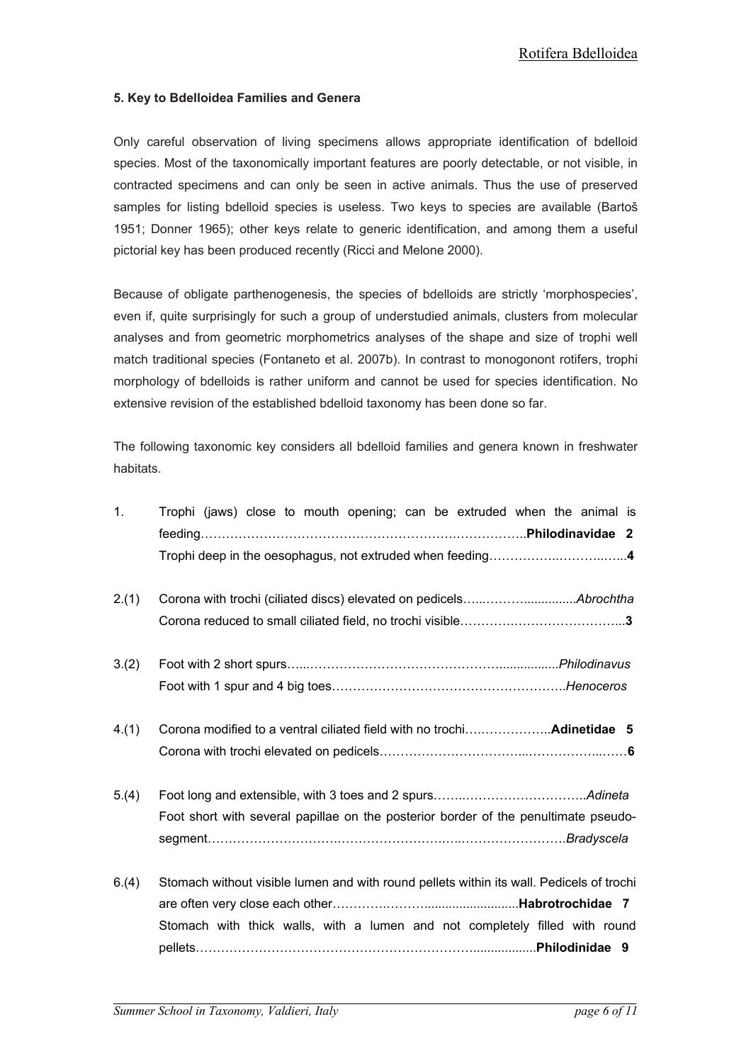### 5. Key to Bdelloidea Families and Genera

Only careful observation of living specimens allows appropriate identification of bdelloid species. Most of the taxonomically important features are poorly detectable, or not visible, in contracted specimens and can only be seen in active animals. Thus the use of preserved samples for listing bdelloid species is useless. Two keys to species are available (Bartoš 1951; Donner 1965); other keys relate to generic identification, and among them a useful pictorial key has been produced recently (Ricci and Melone 2000).

Because of obligate parthenogenesis, the species of bdelloids are strictly 'morphospecies', even if, quite surprisingly for such a group of understudied animals, clusters from molecular analyses and from geometric morphometrics analyses of the shape and size of trophi well match traditional species (Fontaneto et al. 2007b). In contrast to monogonont rotifers, trophi morphology of bdelloids is rather uniform and cannot be used for species identification. No extensive revision of the established bdelloid taxonomy has been done so far.

The following taxonomic key considers all bdelloid families and genera known in freshwater habitats.

1. Trophi (jaws) close to mouth opening; can be extruded when the animal is feeding…………………………………………………………………….**Philodinavidae 2**
   Trophi deep in the oesophagus, not extruded when feeding…………………………………**4**

2.(1) Corona with trochi (ciliated discs) elevated on pedicels………………………*Abrochtha*
   Corona reduced to small ciliated field, no trochi visible……………………………………...**3**

3.(2) Foot with 2 short spurs……………………………………………………………*Philodinavus*
   Foot with 1 spur and 4 big toes………………………………………………..*Henoceros*

4.(1) Corona modified to a ventral ciliated field with no trochi………………..**Adinetidae 5**
   Corona with trochi elevated on pedicels……………………………………………………**6**

5.(4) Foot long and extensible, with 3 toes and 2 spurs…………………………………..*Adineta*
   Foot short with several papillae on the posterior border of the penultimate pseudo-segment…………………………………………………………………………….*Bradyscela*

6.(4) Stomach without visible lumen and with round pellets within its wall. Pedicels of trochi are often very close each other……………………………….**Habrotrochidae 7**
   Stomach with thick walls, with a lumen and not completely filled with round pellets……………………………………………………………………………**Philodinidae 9**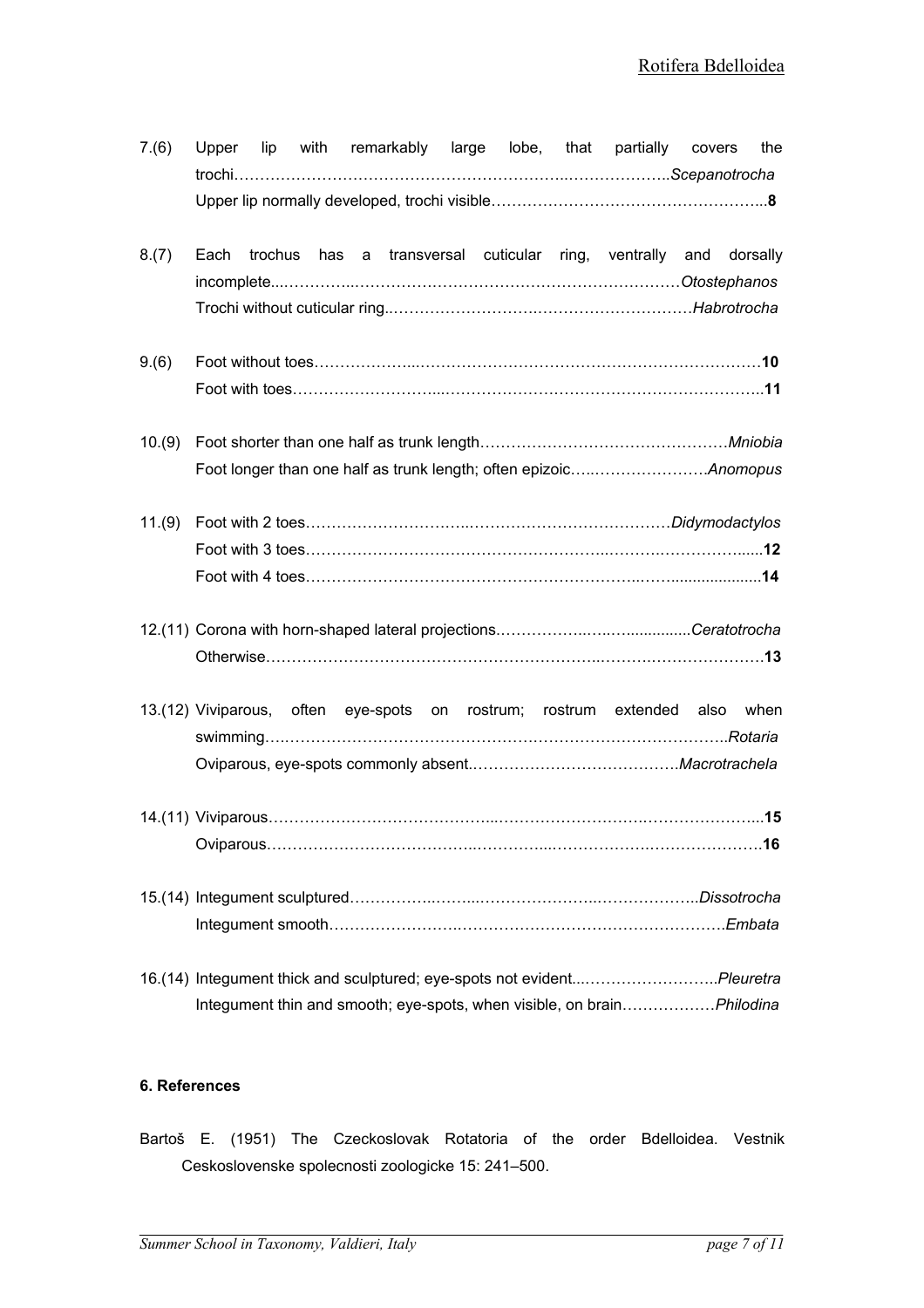7.(6) Upper lip with remarkably large lobe, that partially covers the trochi……………………………………………………………..………………..*Scepanotrocha*
Upper lip normally developed, trochi visible……………………………………………...**8**

8.(7) Each trochus has a transversal cuticular ring, ventrally and dorsally incomplete...…………..…………………………………………………………*Otostephanos*
Trochi without cuticular ring..…………………….…………………………*Habrotrocha*

9.(6) Foot without toes………………..…………………………………………………………**10**
Foot with toes……………………...…………………………………………………………..**11**

10.(9) Foot shorter than one half as trunk length…………………………………………*Mniobia*
Foot longer than one half as trunk length; often epizoic…..…………………..*Anomopus*

11.(9) Foot with 2 toes…………………………..……………………………………*Didymodactylos*
Foot with 3 toes…………………………………………………..…………..……………......**12**
Foot with 4 toes……………………………………………………..……......................**14**

12.(11) Corona with horn-shaped lateral projections……………..….…..............*Ceratotrocha*
Otherwise………………………………………………………..………….…………………**13**

13.(12) Viviparous, often eye-spots on rostrum; rostrum extended also when swimming….…………………………………………………………………………..*Rotaria*
Oviparous, eye-spots commonly absent.…………………………………*Macrotrachela*

14.(11) Viviparous……………………………………...…………………………….………………...**15**
Oviparous…………………………………..………….....………………….………………….**16**

15.(14) Integument sculptured……………..……...…………………..………………..*Dissotrocha*
Integument smooth…………………….…………………………………………………..*Embata*

16.(14) Integument thick and sculptured; eye-spots not evident...……………………..*Pleuretra*
Integument thin and smooth; eye-spots, when visible, on brain………………*Philodina*

### 6. References

Bartoš E. (1951) The Czeckoslovak Rotatoria of the order Bdelloidea. Vestnik Ceskoslovenske spolecnosti zoologicke 15: 241–500.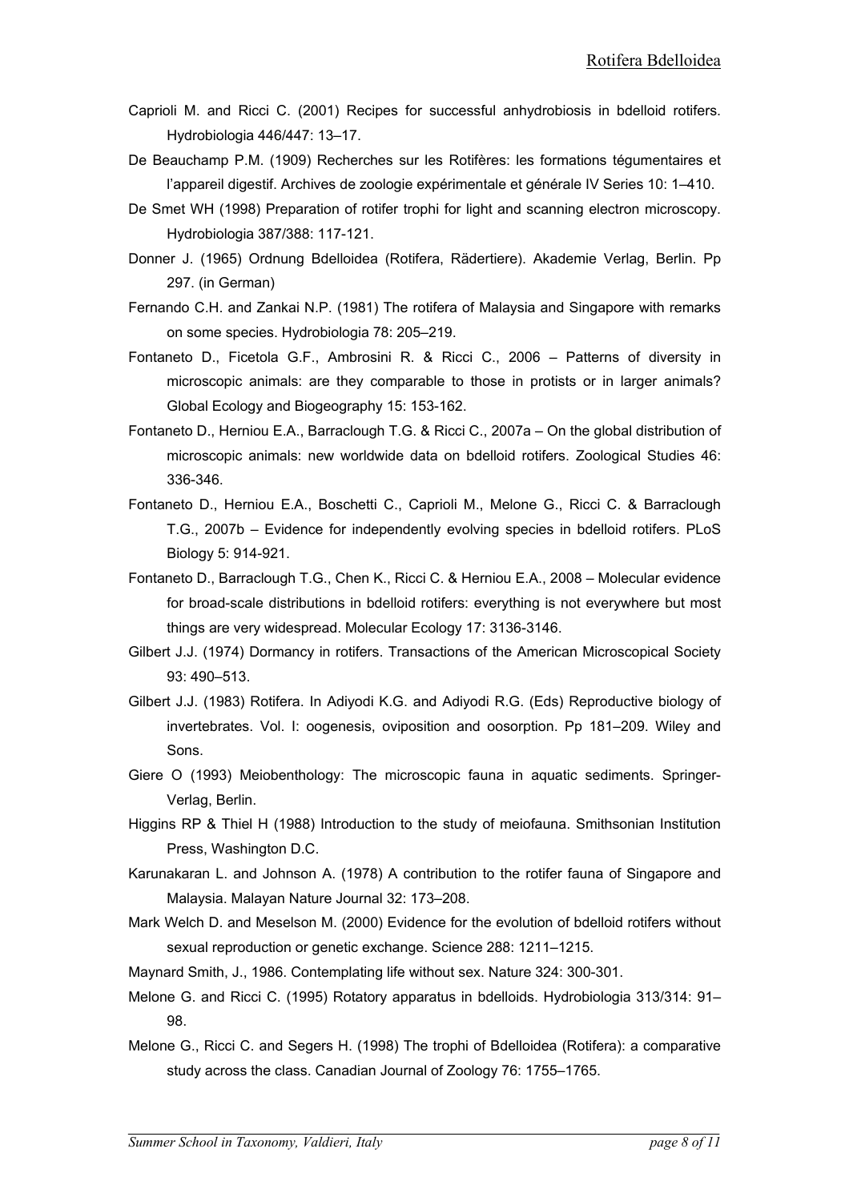Caprioli M. and Ricci C. (2001) Recipes for successful anhydrobiosis in bdelloid rotifers. Hydrobiologia 446/447: 13–17.

De Beauchamp P.M. (1909) Recherches sur les Rotifères: les formations tégumentaires et l'appareil digestif. Archives de zoologie expérimentale et générale IV Series 10: 1–410.

De Smet WH (1998) Preparation of rotifer trophi for light and scanning electron microscopy. Hydrobiologia 387/388: 117-121.

Donner J. (1965) Ordnung Bdelloidea (Rotifera, Rädertiere). Akademie Verlag, Berlin. Pp 297. (in German)

Fernando C.H. and Zankai N.P. (1981) The rotifera of Malaysia and Singapore with remarks on some species. Hydrobiologia 78: 205–219.

Fontaneto D., Ficetola G.F., Ambrosini R. & Ricci C., 2006 – Patterns of diversity in microscopic animals: are they comparable to those in protists or in larger animals? Global Ecology and Biogeography 15: 153-162.

Fontaneto D., Herniou E.A., Barraclough T.G. & Ricci C., 2007a – On the global distribution of microscopic animals: new worldwide data on bdelloid rotifers. Zoological Studies 46: 336-346.

Fontaneto D., Herniou E.A., Boschetti C., Caprioli M., Melone G., Ricci C. & Barraclough T.G., 2007b – Evidence for independently evolving species in bdelloid rotifers. PLoS Biology 5: 914-921.

Fontaneto D., Barraclough T.G., Chen K., Ricci C. & Herniou E.A., 2008 – Molecular evidence for broad-scale distributions in bdelloid rotifers: everything is not everywhere but most things are very widespread. Molecular Ecology 17: 3136-3146.

Gilbert J.J. (1974) Dormancy in rotifers. Transactions of the American Microscopical Society 93: 490–513.

Gilbert J.J. (1983) Rotifera. In Adiyodi K.G. and Adiyodi R.G. (Eds) Reproductive biology of invertebrates. Vol. I: oogenesis, oviposition and oosorption. Pp 181–209. Wiley and Sons.

Giere O (1993) Meiobenthology: The microscopic fauna in aquatic sediments. Springer-Verlag, Berlin.

Higgins RP & Thiel H (1988) Introduction to the study of meiofauna. Smithsonian Institution Press, Washington D.C.

Karunakaran L. and Johnson A. (1978) A contribution to the rotifer fauna of Singapore and Malaysia. Malayan Nature Journal 32: 173–208.

Mark Welch D. and Meselson M. (2000) Evidence for the evolution of bdelloid rotifers without sexual reproduction or genetic exchange. Science 288: 1211–1215.

Maynard Smith, J., 1986. Contemplating life without sex. Nature 324: 300-301.

Melone G. and Ricci C. (1995) Rotatory apparatus in bdelloids. Hydrobiologia 313/314: 91–98.

Melone G., Ricci C. and Segers H. (1998) The trophi of Bdelloidea (Rotifera): a comparative study across the class. Canadian Journal of Zoology 76: 1755–1765.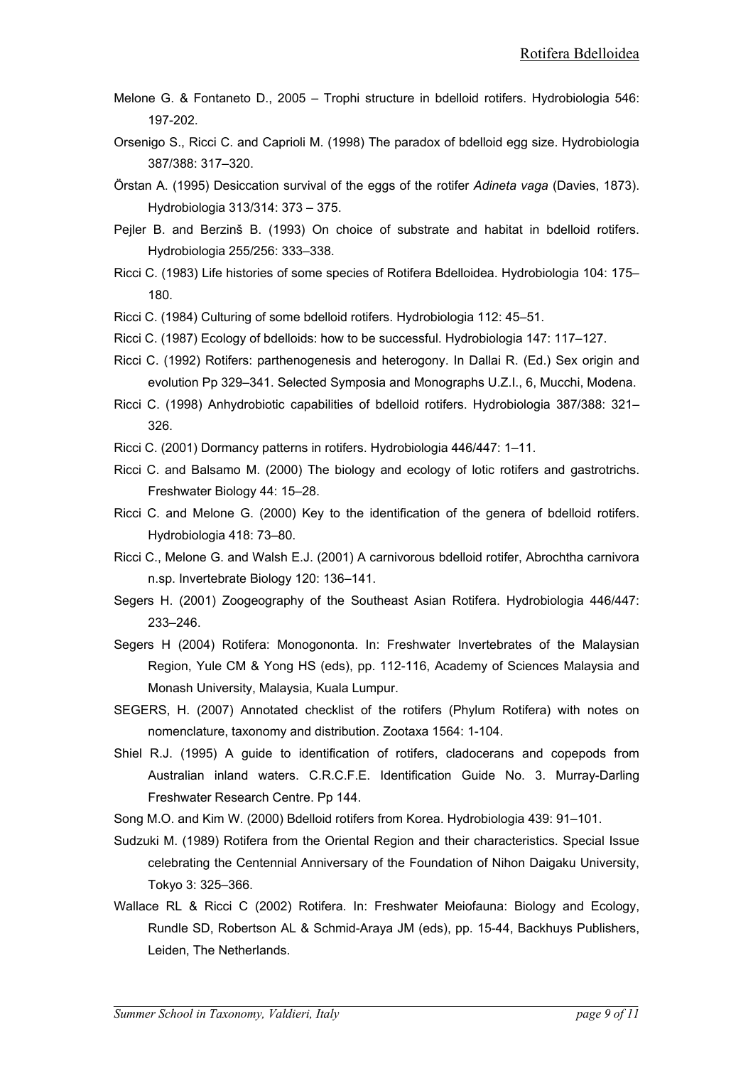Melone G. & Fontaneto D., 2005 – Trophi structure in bdelloid rotifers. Hydrobiologia 546: 197-202.

Orsenigo S., Ricci C. and Caprioli M. (1998) The paradox of bdelloid egg size. Hydrobiologia 387/388: 317–320.

Örstan A. (1995) Desiccation survival of the eggs of the rotifer *Adineta vaga* (Davies, 1873). Hydrobiologia 313/314: 373 – 375.

Pejler B. and Berzinš B. (1993) On choice of substrate and habitat in bdelloid rotifers. Hydrobiologia 255/256: 333–338.

Ricci C. (1983) Life histories of some species of Rotifera Bdelloidea. Hydrobiologia 104: 175–180.

Ricci C. (1984) Culturing of some bdelloid rotifers. Hydrobiologia 112: 45–51.

Ricci C. (1987) Ecology of bdelloids: how to be successful. Hydrobiologia 147: 117–127.

Ricci C. (1992) Rotifers: parthenogenesis and heterogony. In Dallai R. (Ed.) Sex origin and evolution Pp 329–341. Selected Symposia and Monographs U.Z.I., 6, Mucchi, Modena.

Ricci C. (1998) Anhydrobiotic capabilities of bdelloid rotifers. Hydrobiologia 387/388: 321–326.

Ricci C. (2001) Dormancy patterns in rotifers. Hydrobiologia 446/447: 1–11.

Ricci C. and Balsamo M. (2000) The biology and ecology of lotic rotifers and gastrotrichs. Freshwater Biology 44: 15–28.

Ricci C. and Melone G. (2000) Key to the identification of the genera of bdelloid rotifers. Hydrobiologia 418: 73–80.

Ricci C., Melone G. and Walsh E.J. (2001) A carnivorous bdelloid rotifer, Abrochtha carnivora n.sp. Invertebrate Biology 120: 136–141.

Segers H. (2001) Zoogeography of the Southeast Asian Rotifera. Hydrobiologia 446/447: 233–246.

Segers H (2004) Rotifera: Monogononta. In: Freshwater Invertebrates of the Malaysian Region, Yule CM & Yong HS (eds), pp. 112-116, Academy of Sciences Malaysia and Monash University, Malaysia, Kuala Lumpur.

SEGERS, H. (2007) Annotated checklist of the rotifers (Phylum Rotifera) with notes on nomenclature, taxonomy and distribution. Zootaxa 1564: 1-104.

Shiel R.J. (1995) A guide to identification of rotifers, cladocerans and copepods from Australian inland waters. C.R.C.F.E. Identification Guide No. 3. Murray-Darling Freshwater Research Centre. Pp 144.

Song M.O. and Kim W. (2000) Bdelloid rotifers from Korea. Hydrobiologia 439: 91–101.

Sudzuki M. (1989) Rotifera from the Oriental Region and their characteristics. Special Issue celebrating the Centennial Anniversary of the Foundation of Nihon Daigaku University, Tokyo 3: 325–366.

Wallace RL & Ricci C (2002) Rotifera. In: Freshwater Meiofauna: Biology and Ecology, Rundle SD, Robertson AL & Schmid-Araya JM (eds), pp. 15-44, Backhuys Publishers, Leiden, The Netherlands.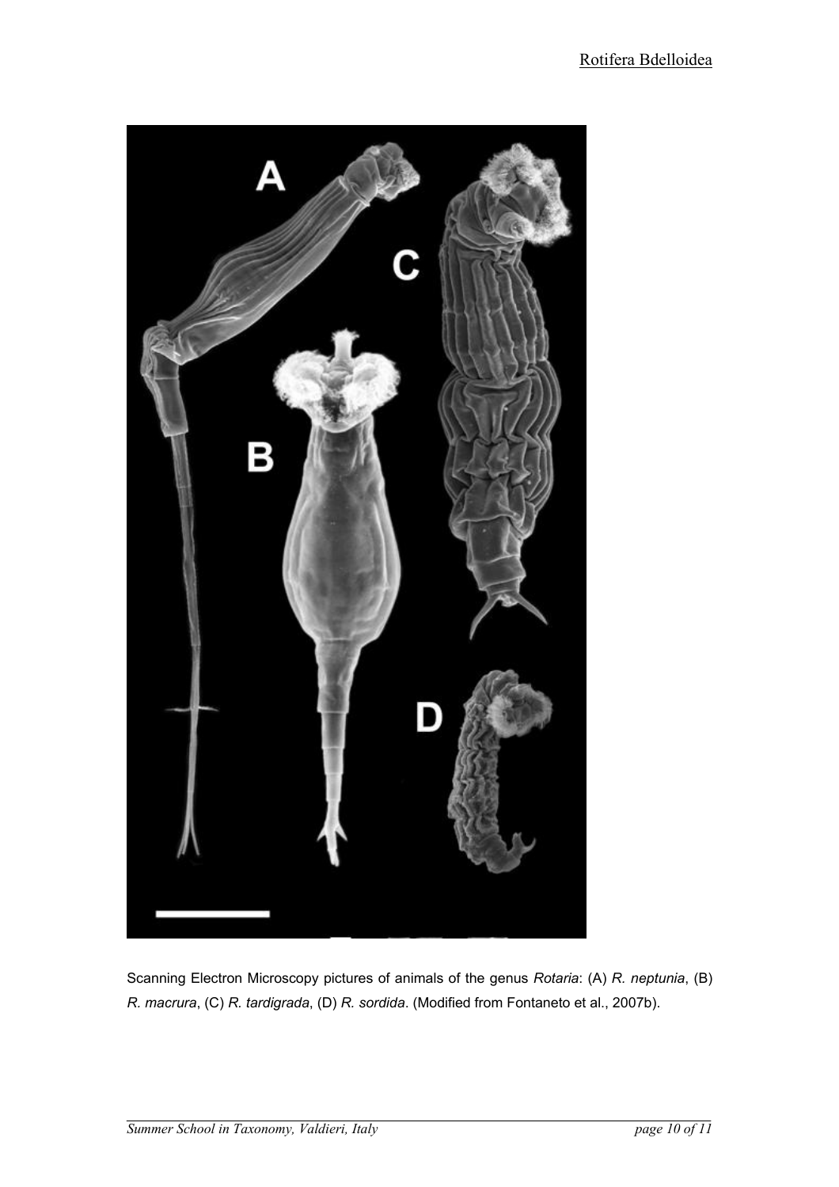Scanning Electron Microscopy pictures of animals of the genus *Rotaria*: (A) *R. neptunia*, (B) *R. macrura*, (C) *R. tardigrada*, (D) *R. sordida*. (Modified from Fontaneto et al., 2007b).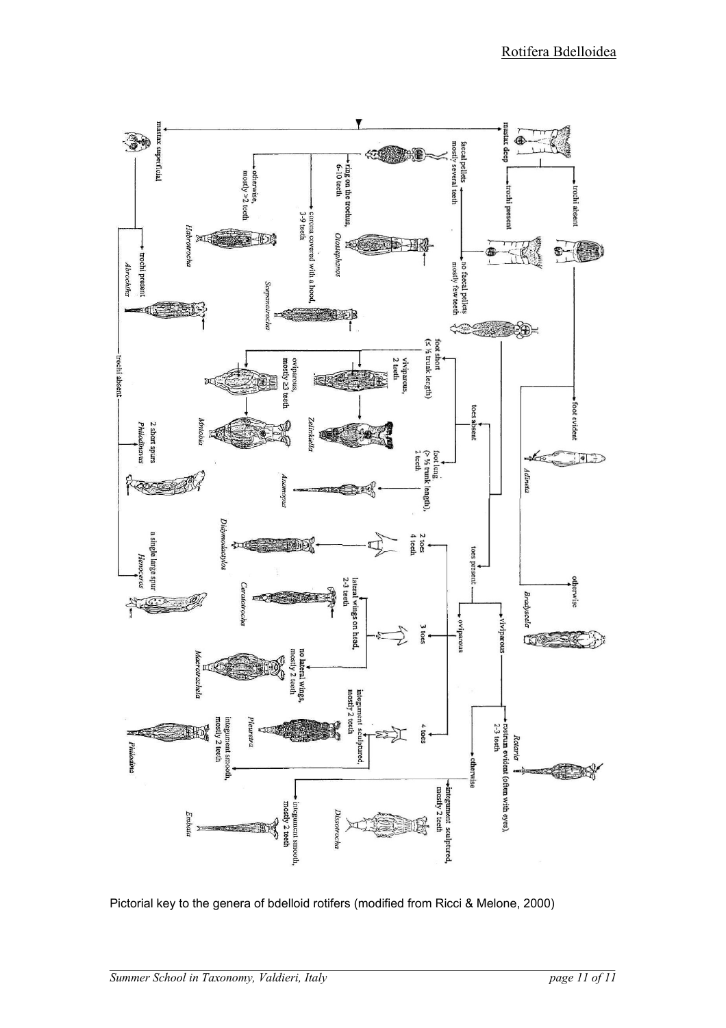mastax superficial

mastax deep

trochi absent

trochi present

faecal pellets mostly several teeth

no faecal pellets mostly few teeth

ring on the trochus, 6-10 teeth

*Otostephanos*

corona covered with a hood, 3-9 teeth

*Scepanotrocha*

otherwise, mostly >2 teeth

*Habrotrocha*

trochi present

*Abrochtha*

trochi absent

2 short spurs

*Philodinavus*

a single large spur

*Henoceros*

foot short (≤ ½ trunk length)

viviparous, 2 teeth

*Zelinkiella*

oviparous, mostly ≥3 teeth

*Mniobia*

toes absent

foot long (> ½ trunk length), 2 teeth

*Anomopus*

foot evident

*Adineta*

otherwise

*Bradyscela*

toes present

2 toes 4 teeth

*Didymodactylos*

3 toes

lateral wings on head, 2-3 teeth

*Ceratotrocha*

no lateral wings, mostly 2 teeth

*Macrotrachela*

oviparous

4 toes

integument sculptured, mostly 2 teeth

*Pleuretra*

integument smooth, mostly 2 teeth

*Philodina*

viviparous

rostrum evident (often with eyes), 2-3 teeth

*Rotaria*

otherwise

integument sculptured, mostly 2 teeth

*Dissotrocha*

integument smooth, mostly 2 teeth

*Embata*

Pictorial key to the genera of bdelloid rotifers (modified from Ricci & Melone, 2000)